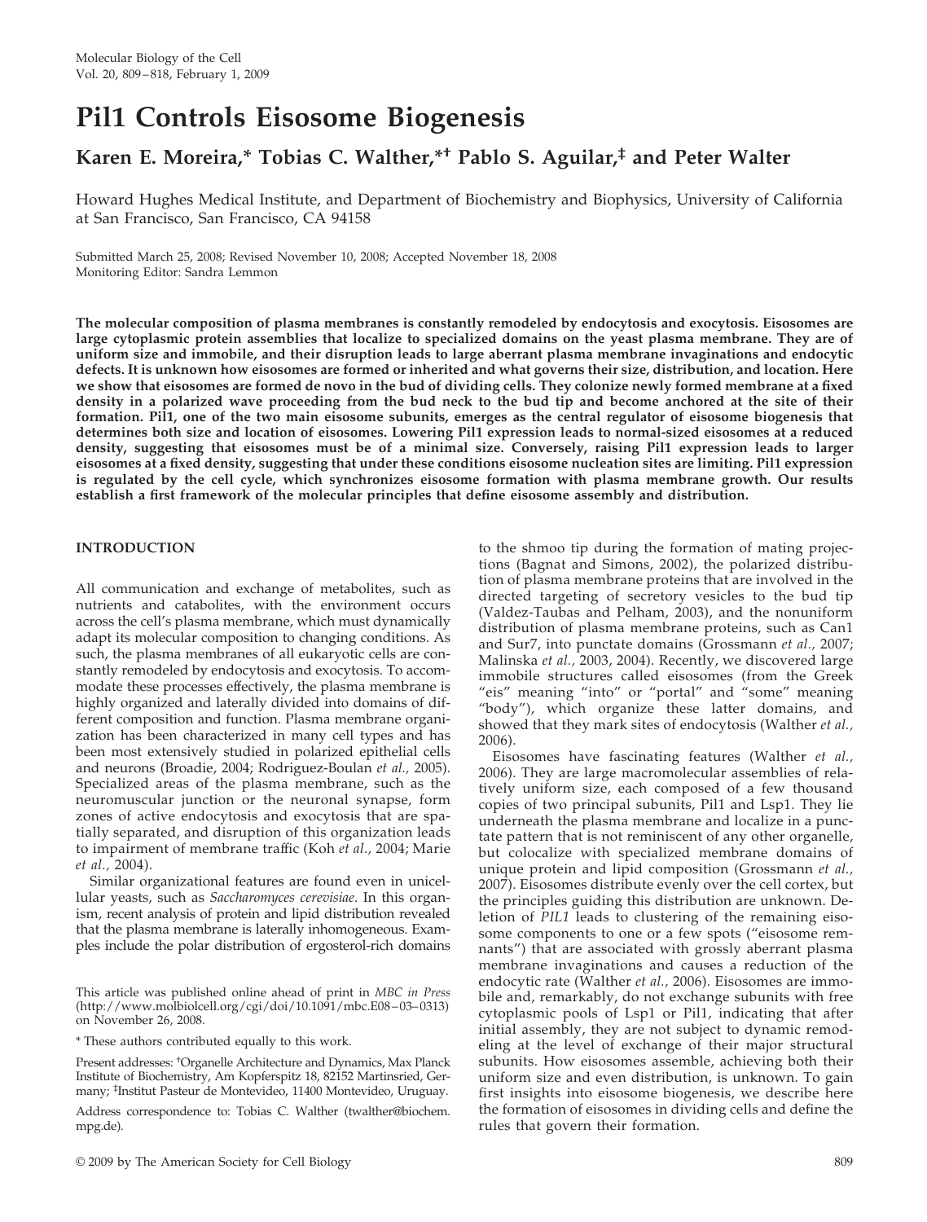Molecular Biology of the Cell
Vol. 20, 809–818, February 1, 2009

# Pil1 Controls Eisosome Biogenesis

**Karen E. Moreira,* Tobias C. Walther,*† Pablo S. Aguilar,‡ and Peter Walter**

Howard Hughes Medical Institute, and Department of Biochemistry and Biophysics, University of California at San Francisco, San Francisco, CA 94158

Submitted March 25, 2008; Revised November 10, 2008; Accepted November 18, 2008
Monitoring Editor: Sandra Lemmon

**The molecular composition of plasma membranes is constantly remodeled by endocytosis and exocytosis. Eisosomes are large cytoplasmic protein assemblies that localize to specialized domains on the yeast plasma membrane. They are of uniform size and immobile, and their disruption leads to large aberrant plasma membrane invaginations and endocytic defects. It is unknown how eisosomes are formed or inherited and what governs their size, distribution, and location. Here we show that eisosomes are formed de novo in the bud of dividing cells. They colonize newly formed membrane at a fixed density in a polarized wave proceeding from the bud neck to the bud tip and become anchored at the site of their formation. Pil1, one of the two main eisosome subunits, emerges as the central regulator of eisosome biogenesis that determines both size and location of eisosomes. Lowering Pil1 expression leads to normal-sized eisosomes at a reduced density, suggesting that eisosomes must be of a minimal size. Conversely, raising Pil1 expression leads to larger eisosomes at a fixed density, suggesting that under these conditions eisosome nucleation sites are limiting. Pil1 expression is regulated by the cell cycle, which synchronizes eisosome formation with plasma membrane growth. Our results establish a first framework of the molecular principles that define eisosome assembly and distribution.**

## INTRODUCTION

All communication and exchange of metabolites, such as nutrients and catabolites, with the environment occurs across the cell's plasma membrane, which must dynamically adapt its molecular composition to changing conditions. As such, the plasma membranes of all eukaryotic cells are constantly remodeled by endocytosis and exocytosis. To accommodate these processes effectively, the plasma membrane is highly organized and laterally divided into domains of different composition and function. Plasma membrane organization has been characterized in many cell types and has been most extensively studied in polarized epithelial cells and neurons (Broadie, 2004; Rodriguez-Boulan *et al.,* 2005). Specialized areas of the plasma membrane, such as the neuromuscular junction or the neuronal synapse, form zones of active endocytosis and exocytosis that are spatially separated, and disruption of this organization leads to impairment of membrane traffic (Koh *et al.,* 2004; Marie *et al.,* 2004).

Similar organizational features are found even in unicellular yeasts, such as *Saccharomyces cerevisiae*. In this organism, recent analysis of protein and lipid distribution revealed that the plasma membrane is laterally inhomogeneous. Examples include the polar distribution of ergosterol-rich domains to the shmoo tip during the formation of mating projections (Bagnat and Simons, 2002), the polarized distribution of plasma membrane proteins that are involved in the directed targeting of secretory vesicles to the bud tip (Valdez-Taubas and Pelham, 2003), and the nonuniform distribution of plasma membrane proteins, such as Can1 and Sur7, into punctate domains (Grossmann *et al.,* 2007; Malinska *et al.,* 2003, 2004). Recently, we discovered large immobile structures called eisosomes (from the Greek "eis" meaning "into" or "portal" and "some" meaning "body"), which organize these latter domains, and showed that they mark sites of endocytosis (Walther *et al.,* 2006).

Eisosomes have fascinating features (Walther *et al.,* 2006). They are large macromolecular assemblies of relatively uniform size, each composed of a few thousand copies of two principal subunits, Pil1 and Lsp1. They lie underneath the plasma membrane and localize in a punctate pattern that is not reminiscent of any other organelle, but colocalize with specialized membrane domains of unique protein and lipid composition (Grossmann *et al.,* 2007). Eisosomes distribute evenly over the cell cortex, but the principles guiding this distribution are unknown. Deletion of *PIL1* leads to clustering of the remaining eisosome components to one or a few spots ("eisosome remnants") that are associated with grossly aberrant plasma membrane invaginations and causes a reduction of the endocytic rate (Walther *et al.,* 2006). Eisosomes are immobile and, remarkably, do not exchange subunits with free cytoplasmic pools of Lsp1 or Pil1, indicating that after initial assembly, they are not subject to dynamic remodeling at the level of exchange of their major structural subunits. How eisosomes assemble, achieving both their uniform size and even distribution, is unknown. To gain first insights into eisosome biogenesis, we describe here the formation of eisosomes in dividing cells and define the rules that govern their formation.

This article was published online ahead of print in *MBC in Press* (http://www.molbiolcell.org/cgi/doi/10.1091/mbc.E08–03–0313) on November 26, 2008.

* These authors contributed equally to this work.

Present addresses: †Organelle Architecture and Dynamics, Max Planck Institute of Biochemistry, Am Kopferspitz 18, 82152 Martinsried, Germany; ‡Institut Pasteur de Montevideo, 11400 Montevideo, Uruguay.

Address correspondence to: Tobias C. Walther (twalther@biochem.mpg.de).

© 2009 by The American Society for Cell Biology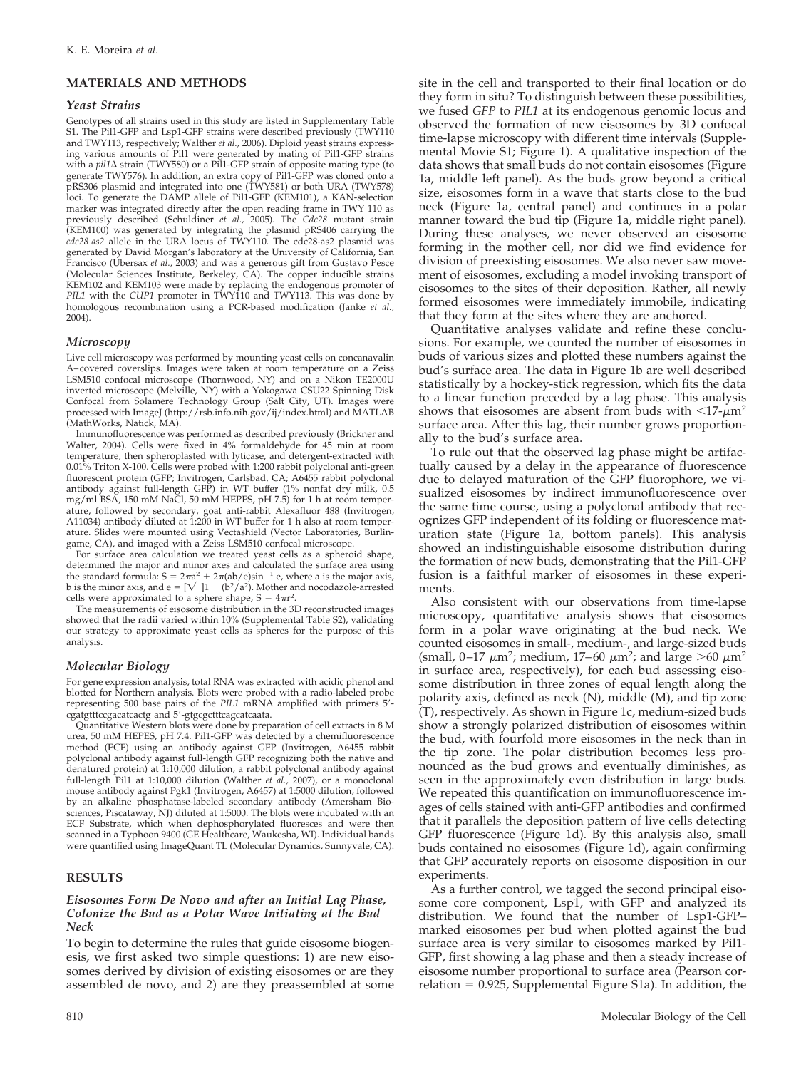## MATERIALS AND METHODS

### Yeast Strains

Genotypes of all strains used in this study are listed in Supplementary Table S1. The Pil1-GFP and Lsp1-GFP strains were described previously (TWY110 and TWY113, respectively; Walther *et al.,* 2006). Diploid yeast strains expressing various amounts of Pil1 were generated by mating of Pil1-GFP strains with a *pil1Δ* strain (TWY580) or a Pil1-GFP strain of opposite mating type (to generate TWY576). In addition, an extra copy of Pil1-GFP was cloned onto a pRS306 plasmid and integrated into one (TWY581) or both URA (TWY578) loci. To generate the DAMP allele of Pil1-GFP (KEM101), a KAN-selection marker was integrated directly after the open reading frame in TWY 110 as previously described (Schuldiner *et al.,* 2005). The *Cdc28* mutant strain (KEM100) was generated by integrating the plasmid pRS406 carrying the *cdc28-as2* allele in the URA locus of TWY110. The cdc28-as2 plasmid was generated by David Morgan's laboratory at the University of California, San Francisco (Ubersax *et al.,* 2003) and was a generous gift from Gustavo Pesce (Molecular Sciences Institute, Berkeley, CA). The copper inducible strains KEM102 and KEM103 were made by replacing the endogenous promoter of *PIL1* with the *CUP1* promoter in TWY110 and TWY113. This was done by homologous recombination using a PCR-based modification (Janke *et al.,* 2004).

### Microscopy

Live cell microscopy was performed by mounting yeast cells on concanavalin A–covered coverslips. Images were taken at room temperature on a Zeiss LSM510 confocal microscope (Thornwood, NY) and on a Nikon TE2000U inverted microscope (Melville, NY) with a Yokogawa CSU22 Spinning Disk Confocal from Solamere Technology Group (Salt City, UT). Images were processed with ImageJ (http://rsb.info.nih.gov/ij/index.html) and MATLAB (MathWorks, Natick, MA).

Immunofluorescence was performed as described previously (Brickner and Walter, 2004). Cells were fixed in 4% formaldehyde for 45 min at room temperature, then spheroplasted with lyticase, and detergent-extracted with 0.01% Triton X-100. Cells were probed with 1:200 rabbit polyclonal anti-green fluorescent protein (GFP; Invitrogen, Carlsbad, CA; A6455 rabbit polyclonal antibody against full-length GFP) in WT buffer (1% nonfat dry milk, 0.5 mg/ml BSA, 150 mM NaCl, 50 mM HEPES, pH 7.5) for 1 h at room temperature, followed by secondary, goat anti-rabbit Alexafluor 488 (Invitrogen, A11034) antibody diluted at 1:200 in WT buffer for 1 h also at room temperature. Slides were mounted using Vectashield (Vector Laboratories, Burlingame, CA), and imaged with a Zeiss LSM510 confocal microscope.

For surface area calculation we treated yeast cells as a spheroid shape, determined the major and minor axes and calculated the surface area using the standard formula: $S = 2\pi a^2 + 2\pi(ab/e)\sin^{-1} e$, where a is the major axis, b is the minor axis, and $e = [\sqrt{}]1 - (b^2/a^2)$. Mother and nocodazole-arrested cells were approximated to a sphere shape, $S = 4\pi r^2$.

The measurements of eisosome distribution in the 3D reconstructed images showed that the radii varied within 10% (Supplemental Table S2), validating our strategy to approximate yeast cells as spheres for the purpose of this analysis.

### Molecular Biology

For gene expression analysis, total RNA was extracted with acidic phenol and blotted for Northern analysis. Blots were probed with a radio-labeled probe representing 500 base pairs of the *PIL1* mRNA amplified with primers 5′-cgatgtttccgacatcactg and 5′-gtgcgctttcagcatcaata.

Quantitative Western blots were done by preparation of cell extracts in 8 M urea, 50 mM HEPES, pH 7.4. Pil1-GFP was detected by a chemifluorescence method (ECF) using an antibody against GFP (Invitrogen, A6455 rabbit polyclonal antibody against full-length GFP recognizing both the native and denatured protein) at 1:10,000 dilution, a rabbit polyclonal antibody against full-length Pil1 at 1:10,000 dilution (Walther *et al.,* 2007), or a monoclonal mouse antibody against Pgk1 (Invitrogen, A6457) at 1:5000 dilution, followed by an alkaline phosphatase-labeled secondary antibody (Amersham Biosciences, Piscataway, NJ) diluted at 1:5000. The blots were incubated with an ECF Substrate, which when dephosphorylated fluoresces and were then scanned in a Typhoon 9400 (GE Healthcare, Waukesha, WI). Individual bands were quantified using ImageQuant TL (Molecular Dynamics, Sunnyvale, CA).

## RESULTS

### Eisosomes Form De Novo and after an Initial Lag Phase, Colonize the Bud as a Polar Wave Initiating at the Bud Neck

To begin to determine the rules that guide eisosome biogenesis, we first asked two simple questions: 1) are new eisosomes derived by division of existing eisosomes or are they assembled de novo, and 2) are they preassembled at some site in the cell and transported to their final location or do they form in situ? To distinguish between these possibilities, we fused *GFP* to *PIL1* at its endogenous genomic locus and observed the formation of new eisosomes by 3D confocal time-lapse microscopy with different time intervals (Supplemental Movie S1; Figure 1). A qualitative inspection of the data shows that small buds do not contain eisosomes (Figure 1a, middle left panel). As the buds grow beyond a critical size, eisosomes form in a wave that starts close to the bud neck (Figure 1a, central panel) and continues in a polar manner toward the bud tip (Figure 1a, middle right panel). During these analyses, we never observed an eisosome forming in the mother cell, nor did we find evidence for division of preexisting eisosomes. We also never saw movement of eisosomes, excluding a model invoking transport of eisosomes to the sites of their deposition. Rather, all newly formed eisosomes were immediately immobile, indicating that they form at the sites where they are anchored.

Quantitative analyses validate and refine these conclusions. For example, we counted the number of eisosomes in buds of various sizes and plotted these numbers against the bud's surface area. The data in Figure 1b are well described statistically by a hockey-stick regression, which fits the data to a linear function preceded by a lag phase. This analysis shows that eisosomes are absent from buds with $<17\text{-}\mu m^2$ surface area. After this lag, their number grows proportionally to the bud's surface area.

To rule out that the observed lag phase might be artifactually caused by a delay in the appearance of fluorescence due to delayed maturation of the GFP fluorophore, we visualized eisosomes by indirect immunofluorescence over the same time course, using a polyclonal antibody that recognizes GFP independent of its folding or fluorescence maturation state (Figure 1a, bottom panels). This analysis showed an indistinguishable eisosome distribution during the formation of new buds, demonstrating that the Pil1-GFP fusion is a faithful marker of eisosomes in these experiments.

Also consistent with our observations from time-lapse microscopy, quantitative analysis shows that eisosomes form in a polar wave originating at the bud neck. We counted eisosomes in small-, medium-, and large-sized buds (small, 0–17 $\mu m^2$; medium, 17–60 $\mu m^2$; and large >60 $\mu m^2$ in surface area, respectively), for each bud assessing eisosome distribution in three zones of equal length along the polarity axis, defined as neck (N), middle (M), and tip zone (T), respectively. As shown in Figure 1c, medium-sized buds show a strongly polarized distribution of eisosomes within the bud, with fourfold more eisosomes in the neck than in the tip zone. The polar distribution becomes less pronounced as the bud grows and eventually diminishes, as seen in the approximately even distribution in large buds. We repeated this quantification on immunofluorescence images of cells stained with anti-GFP antibodies and confirmed that it parallels the deposition pattern of live cells detecting GFP fluorescence (Figure 1d). By this analysis also, small buds contained no eisosomes (Figure 1d), again confirming that GFP accurately reports on eisosome disposition in our experiments.

As a further control, we tagged the second principal eisosome core component, Lsp1, with GFP and analyzed its distribution. We found that the number of Lsp1-GFP–marked eisosomes per bud when plotted against the bud surface area is very similar to eisosomes marked by Pil1-GFP, first showing a lag phase and then a steady increase of eisosome number proportional to surface area (Pearson correlation = 0.925, Supplemental Figure S1a). In addition, the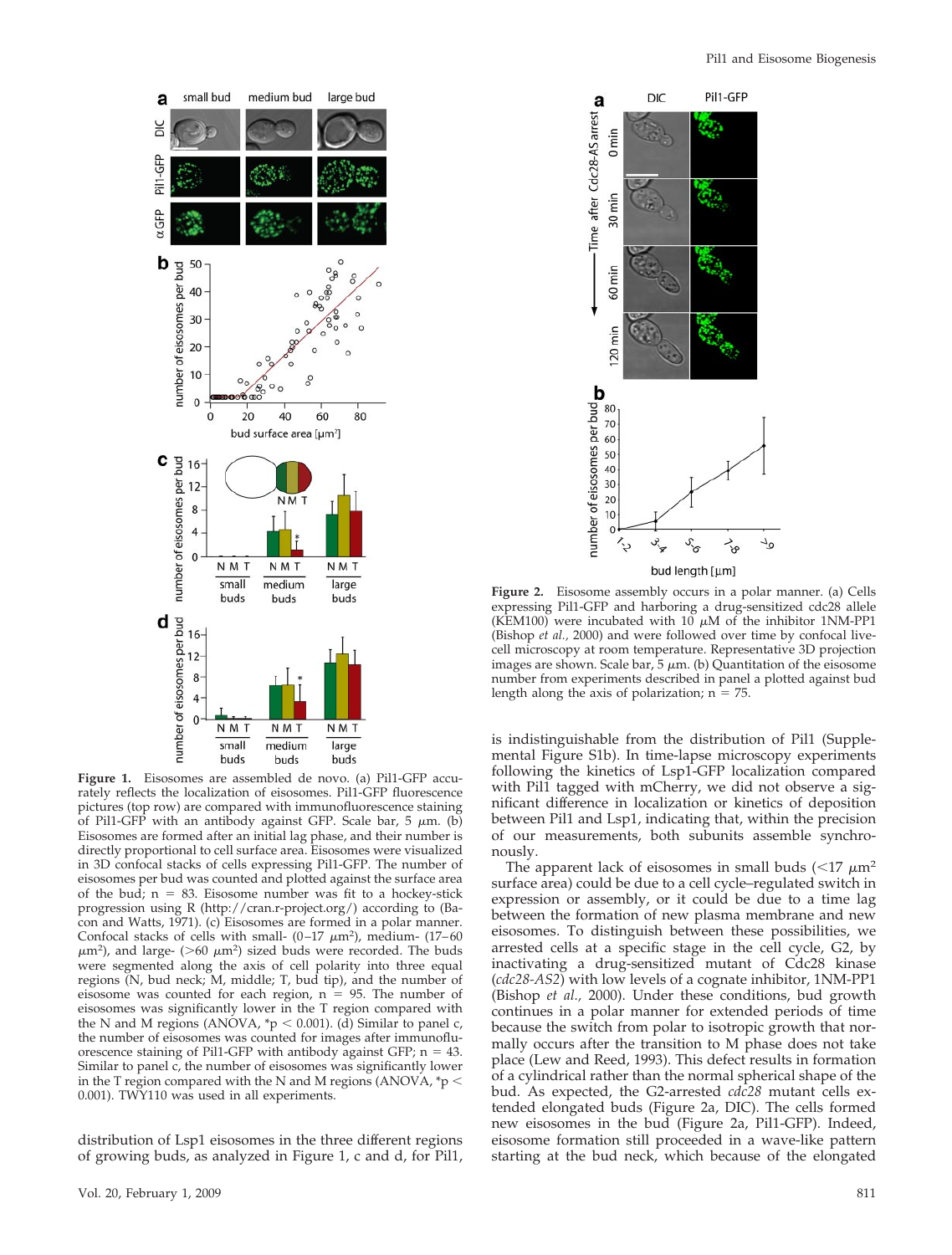**Figure 1.** Eisosomes are assembled de novo. (a) Pil1-GFP accurately reflects the localization of eisosomes. Pil1-GFP fluorescence pictures (top row) are compared with immunofluorescence staining of Pil1-GFP with an antibody against GFP. Scale bar, 5 $\mu$m. (b) Eisosomes are formed after an initial lag phase, and their number is directly proportional to cell surface area. Eisosomes were visualized in 3D confocal stacks of cells expressing Pil1-GFP. The number of eisosomes per bud was counted and plotted against the surface area of the bud; n = 83. Eisosome number was fit to a hockey-stick progression using R (http://cran.r-project.org/) according to (Bacon and Watts, 1971). (c) Eisosomes are formed in a polar manner. Confocal stacks of cells with small- (0–17 $\mu m^2$), medium- (17–60 $\mu m^2$), and large- (>60 $\mu m^2$) sized buds were recorded. The buds were segmented along the axis of cell polarity into three equal regions (N, bud neck; M, middle; T, bud tip), and the number of eisosome was counted for each region, n = 95. The number of eisosomes was significantly lower in the T region compared with the N and M regions (ANOVA, *$p < 0.001$). (d) Similar to panel c, the number of eisosomes was counted for images after immunofluorescence staining of Pil1-GFP with antibody against GFP; n = 43. Similar to panel c, the number of eisosomes was significantly lower in the T region compared with the N and M regions (ANOVA, *$p < 0.001$). TWY110 was used in all experiments.

**Figure 2.** Eisosome assembly occurs in a polar manner. (a) Cells expressing Pil1-GFP and harboring a drug-sensitized cdc28 allele (KEM100) were incubated with 10 $\mu$M of the inhibitor 1NM-PP1 (Bishop *et al.,* 2000) and were followed over time by confocal live-cell microscopy at room temperature. Representative 3D projection images are shown. Scale bar, 5 $\mu$m. (b) Quantitation of the eisosome number from experiments described in panel a plotted against bud length along the axis of polarization; n = 75.

distribution of Lsp1 eisosomes in the three different regions of growing buds, as analyzed in Figure 1, c and d, for Pil1, is indistinguishable from the distribution of Pil1 (Supplemental Figure S1b). In time-lapse microscopy experiments following the kinetics of Lsp1-GFP localization compared with Pil1 tagged with mCherry, we did not observe a significant difference in localization or kinetics of deposition between Pil1 and Lsp1, indicating that, within the precision of our measurements, both subunits assemble synchronously.

The apparent lack of eisosomes in small buds (<17 $\mu m^2$ surface area) could be due to a cell cycle–regulated switch in expression or assembly, or it could be due to a time lag between the formation of new plasma membrane and new eisosomes. To distinguish between these possibilities, we arrested cells at a specific stage in the cell cycle, G2, by inactivating a drug-sensitized mutant of Cdc28 kinase (*cdc28-AS2*) with low levels of a cognate inhibitor, 1NM-PP1 (Bishop *et al.,* 2000). Under these conditions, bud growth continues in a polar manner for extended periods of time because the switch from polar to isotropic growth that normally occurs after the transition to M phase does not take place (Lew and Reed, 1993). This defect results in formation of a cylindrical rather than the normal spherical shape of the bud. As expected, the G2-arrested *cdc28* mutant cells extended elongated buds (Figure 2a, DIC). The cells formed new eisosomes in the bud (Figure 2a, Pil1-GFP). Indeed, eisosome formation still proceeded in a wave-like pattern starting at the bud neck, which because of the elongated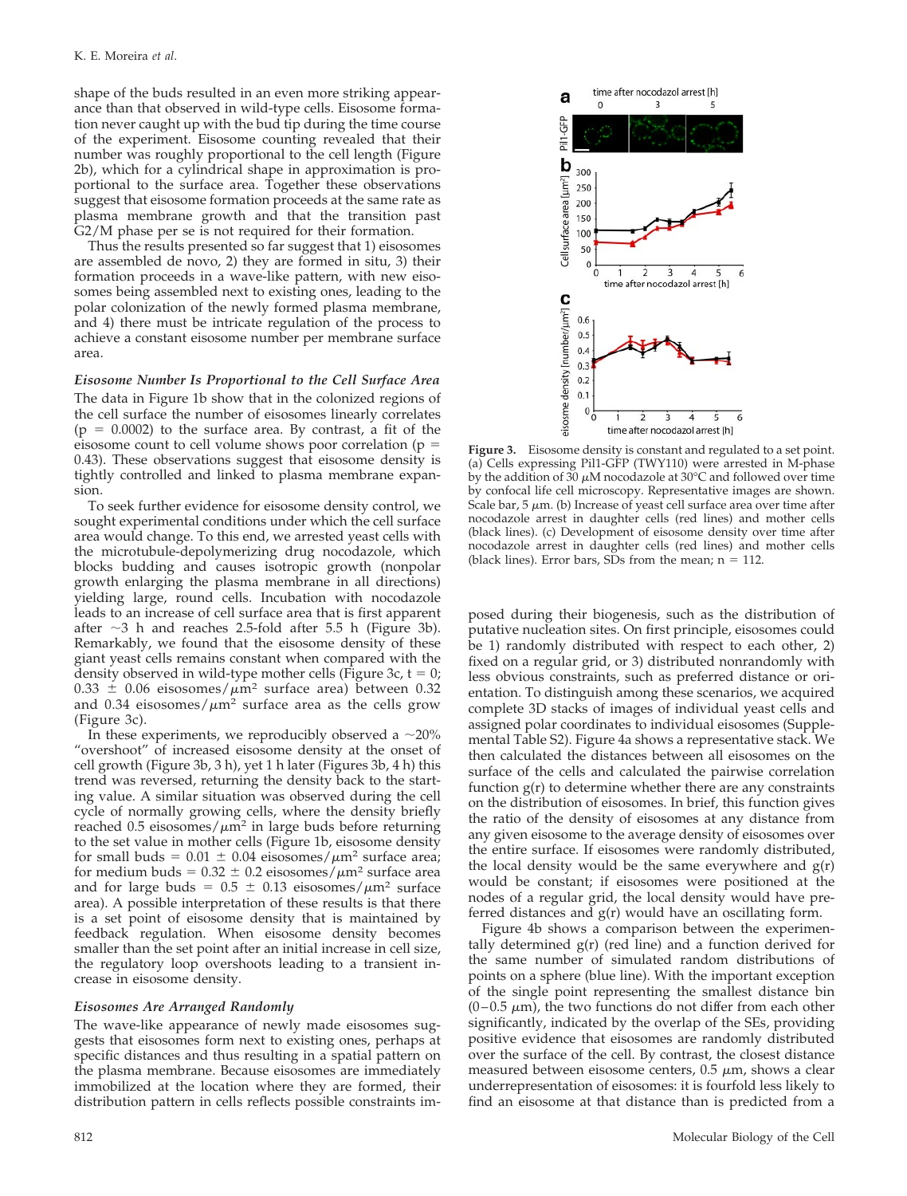shape of the buds resulted in an even more striking appearance than that observed in wild-type cells. Eisosome formation never caught up with the bud tip during the time course of the experiment. Eisosome counting revealed that their number was roughly proportional to the cell length (Figure 2b), which for a cylindrical shape in approximation is proportional to the surface area. Together these observations suggest that eisosome formation proceeds at the same rate as plasma membrane growth and that the transition past G2/M phase per se is not required for their formation.

Thus the results presented so far suggest that 1) eisosomes are assembled de novo, 2) they are formed in situ, 3) their formation proceeds in a wave-like pattern, with new eisosomes being assembled next to existing ones, leading to the polar colonization of the newly formed plasma membrane, and 4) there must be intricate regulation of the process to achieve a constant eisosome number per membrane surface area.

### *Eisosome Number Is Proportional to the Cell Surface Area*

The data in Figure 1b show that in the colonized regions of the cell surface the number of eisosomes linearly correlates ($p = 0.0002$) to the surface area. By contrast, a fit of the eisosome count to cell volume shows poor correlation ($p = 0.43$). These observations suggest that eisosome density is tightly controlled and linked to plasma membrane expansion.

To seek further evidence for eisosome density control, we sought experimental conditions under which the cell surface area would change. To this end, we arrested yeast cells with the microtubule-depolymerizing drug nocodazole, which blocks budding and causes isotropic growth (nonpolar growth enlarging the plasma membrane in all directions) yielding large, round cells. Incubation with nocodazole leads to an increase of cell surface area that is first apparent after ~3 h and reaches 2.5-fold after 5.5 h (Figure 3b). Remarkably, we found that the eisosome density of these giant yeast cells remains constant when compared with the density observed in wild-type mother cells (Figure 3c, $t = 0$; $0.33 \pm 0.06$ eisosomes/$\mu m^2$ surface area) between 0.32 and 0.34 eisosomes/$\mu m^2$ surface area as the cells grow (Figure 3c).

In these experiments, we reproducibly observed a ~20% "overshoot" of increased eisosome density at the onset of cell growth (Figure 3b, 3 h), yet 1 h later (Figures 3b, 4 h) this trend was reversed, returning the density back to the starting value. A similar situation was observed during the cell cycle of normally growing cells, where the density briefly reached 0.5 eisosomes/$\mu m^2$ in large buds before returning to the set value in mother cells (Figure 1b, eisosome density for small buds = $0.01 \pm 0.04$ eisosomes/$\mu m^2$ surface area; for medium buds = $0.32 \pm 0.2$ eisosomes/$\mu m^2$ surface area and for large buds = $0.5 \pm 0.13$ eisosomes/$\mu m^2$ surface area). A possible interpretation of these results is that there is a set point of eisosome density that is maintained by feedback regulation. When eisosome density becomes smaller than the set point after an initial increase in cell size, the regulatory loop overshoots leading to a transient increase in eisosome density.

### *Eisosomes Are Arranged Randomly*

The wave-like appearance of newly made eisosomes suggests that eisosomes form next to existing ones, perhaps at specific distances and thus resulting in a spatial pattern on the plasma membrane. Because eisosomes are immediately immobilized at the location where they are formed, their distribution pattern in cells reflects possible constraints imposed during their biogenesis, such as the distribution of putative nucleation sites. On first principle, eisosomes could be 1) randomly distributed with respect to each other, 2) fixed on a regular grid, or 3) distributed nonrandomly with less obvious constraints, such as preferred distance or orientation. To distinguish among these scenarios, we acquired complete 3D stacks of images of individual yeast cells and assigned polar coordinates to individual eisosomes (Supplemental Table S2). Figure 4a shows a representative stack. We then calculated the distances between all eisosomes on the surface of the cells and calculated the pairwise correlation function $g(r)$ to determine whether there are any constraints on the distribution of eisosomes. In brief, this function gives the ratio of the density of eisosomes at any distance from any given eisosome to the average density of eisosomes over the entire surface. If eisosomes were randomly distributed, the local density would be the same everywhere and $g(r)$ would be constant; if eisosomes were positioned at the nodes of a regular grid, the local density would have preferred distances and $g(r)$ would have an oscillating form.

Figure 4b shows a comparison between the experimentally determined $g(r)$ (red line) and a function derived for the same number of simulated random distributions of points on a sphere (blue line). With the important exception of the single point representing the smallest distance bin (0–0.5 $\mu$m), the two functions do not differ from each other significantly, indicated by the overlap of the SEs, providing positive evidence that eisosomes are randomly distributed over the surface of the cell. By contrast, the closest distance measured between eisosome centers, 0.5 $\mu$m, shows a clear underrepresentation of eisosomes: it is fourfold less likely to find an eisosome at that distance than is predicted from a

**Figure 3.** Eisosome density is constant and regulated to a set point. (a) Cells expressing Pil1-GFP (TWY110) were arrested in M-phase by the addition of 30 $\mu$M nocodazole at 30°C and followed over time by confocal life cell microscopy. Representative images are shown. Scale bar, 5 $\mu$m. (b) Increase of yeast cell surface area over time after nocodazole arrest in daughter cells (red lines) and mother cells (black lines). (c) Development of eisosome density over time after nocodazole arrest in daughter cells (red lines) and mother cells (black lines). Error bars, SDs from the mean; $n = 112$.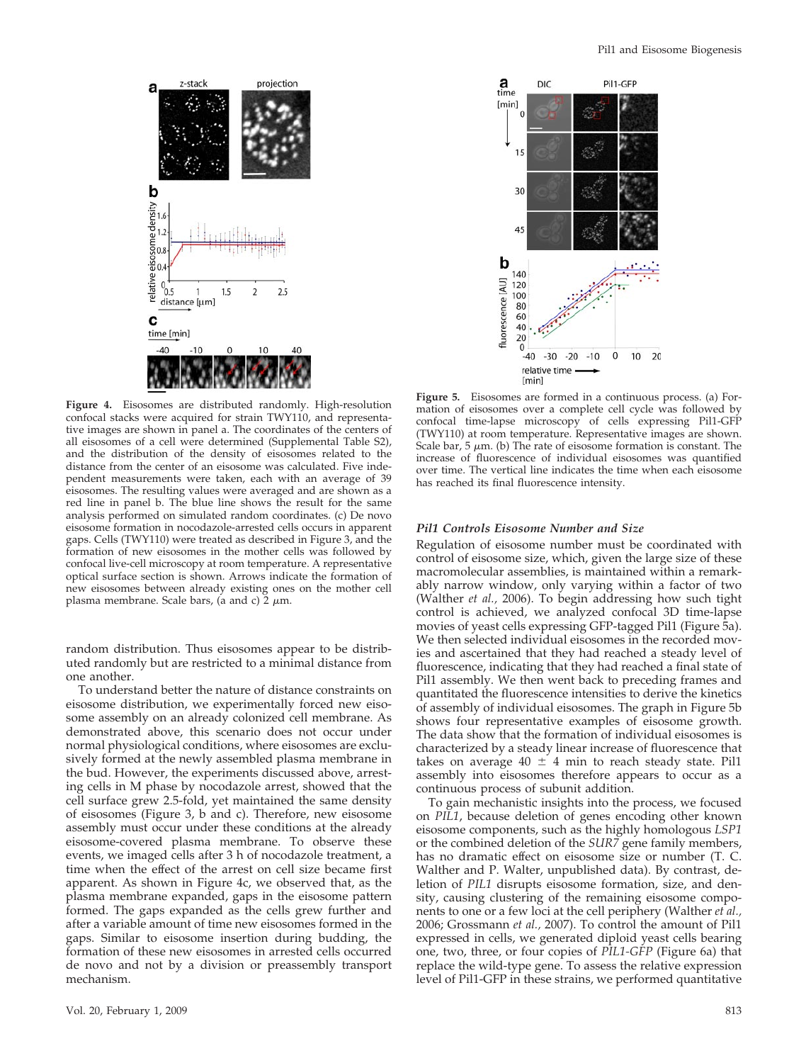**Figure 4.** Eisosomes are distributed randomly. High-resolution confocal stacks were acquired for strain TWY110, and representative images are shown in panel a. The coordinates of the centers of all eisosomes of a cell were determined (Supplemental Table S2), and the distribution of the density of eisosomes related to the distance from the center of an eisosome was calculated. Five independent measurements were taken, each with an average of 39 eisosomes. The resulting values were averaged and are shown as a red line in panel b. The blue line shows the result for the same analysis performed on simulated random coordinates. (c) De novo eisosome formation in nocodazole-arrested cells occurs in apparent gaps. Cells (TWY110) were treated as described in Figure 3, and the formation of new eisosomes in the mother cells was followed by confocal live-cell microscopy at room temperature. A representative optical surface section is shown. Arrows indicate the formation of new eisosomes between already existing ones on the mother cell plasma membrane. Scale bars, (a and c) 2 μm.

random distribution. Thus eisosomes appear to be distributed randomly but are restricted to a minimal distance from one another.

To understand better the nature of distance constraints on eisosome distribution, we experimentally forced new eisosome assembly on an already colonized cell membrane. As demonstrated above, this scenario does not occur under normal physiological conditions, where eisosomes are exclusively formed at the newly assembled plasma membrane in the bud. However, the experiments discussed above, arresting cells in M phase by nocodazole arrest, showed that the cell surface grew 2.5-fold, yet maintained the same density of eisosomes (Figure 3, b and c). Therefore, new eisosome assembly must occur under these conditions at the already eisosome-covered plasma membrane. To observe these events, we imaged cells after 3 h of nocodazole treatment, a time when the effect of the arrest on cell size became first apparent. As shown in Figure 4c, we observed that, as the plasma membrane expanded, gaps in the eisosome pattern formed. The gaps expanded as the cells grew further and after a variable amount of time new eisosomes formed in the gaps. Similar to eisosome insertion during budding, the formation of these new eisosomes in arrested cells occurred de novo and not by a division or preassembly transport mechanism.

**Figure 5.** Eisosomes are formed in a continuous process. (a) Formation of eisosomes over a complete cell cycle was followed by confocal time-lapse microscopy of cells expressing Pil1-GFP (TWY110) at room temperature. Representative images are shown. Scale bar, 5 μm. (b) The rate of eisosome formation is constant. The increase of fluorescence of individual eisosomes was quantified over time. The vertical line indicates the time when each eisosome has reached its final fluorescence intensity.

### *Pil1 Controls Eisosome Number and Size*

Regulation of eisosome number must be coordinated with control of eisosome size, which, given the large size of these macromolecular assemblies, is maintained within a remarkably narrow window, only varying within a factor of two (Walther *et al.,* 2006). To begin addressing how such tight control is achieved, we analyzed confocal 3D time-lapse movies of yeast cells expressing GFP-tagged Pil1 (Figure 5a). We then selected individual eisosomes in the recorded movies and ascertained that they had reached a steady level of fluorescence, indicating that they had reached a final state of Pil1 assembly. We then went back to preceding frames and quantitated the fluorescence intensities to derive the kinetics of assembly of individual eisosomes. The graph in Figure 5b shows four representative examples of eisosome growth. The data show that the formation of individual eisosomes is characterized by a steady linear increase of fluorescence that takes on average 40 ± 4 min to reach steady state. Pil1 assembly into eisosomes therefore appears to occur as a continuous process of subunit addition.

To gain mechanistic insights into the process, we focused on *PIL1*, because deletion of genes encoding other known eisosome components, such as the highly homologous *LSP1* or the combined deletion of the *SUR7* gene family members, has no dramatic effect on eisosome size or number (T. C. Walther and P. Walter, unpublished data). By contrast, deletion of *PIL1* disrupts eisosome formation, size, and density, causing clustering of the remaining eisosome components to one or a few loci at the cell periphery (Walther *et al.,* 2006; Grossmann *et al.,* 2007). To control the amount of Pil1 expressed in cells, we generated diploid yeast cells bearing one, two, three, or four copies of *PIL1-GFP* (Figure 6a) that replace the wild-type gene. To assess the relative expression level of Pil1-GFP in these strains, we performed quantitative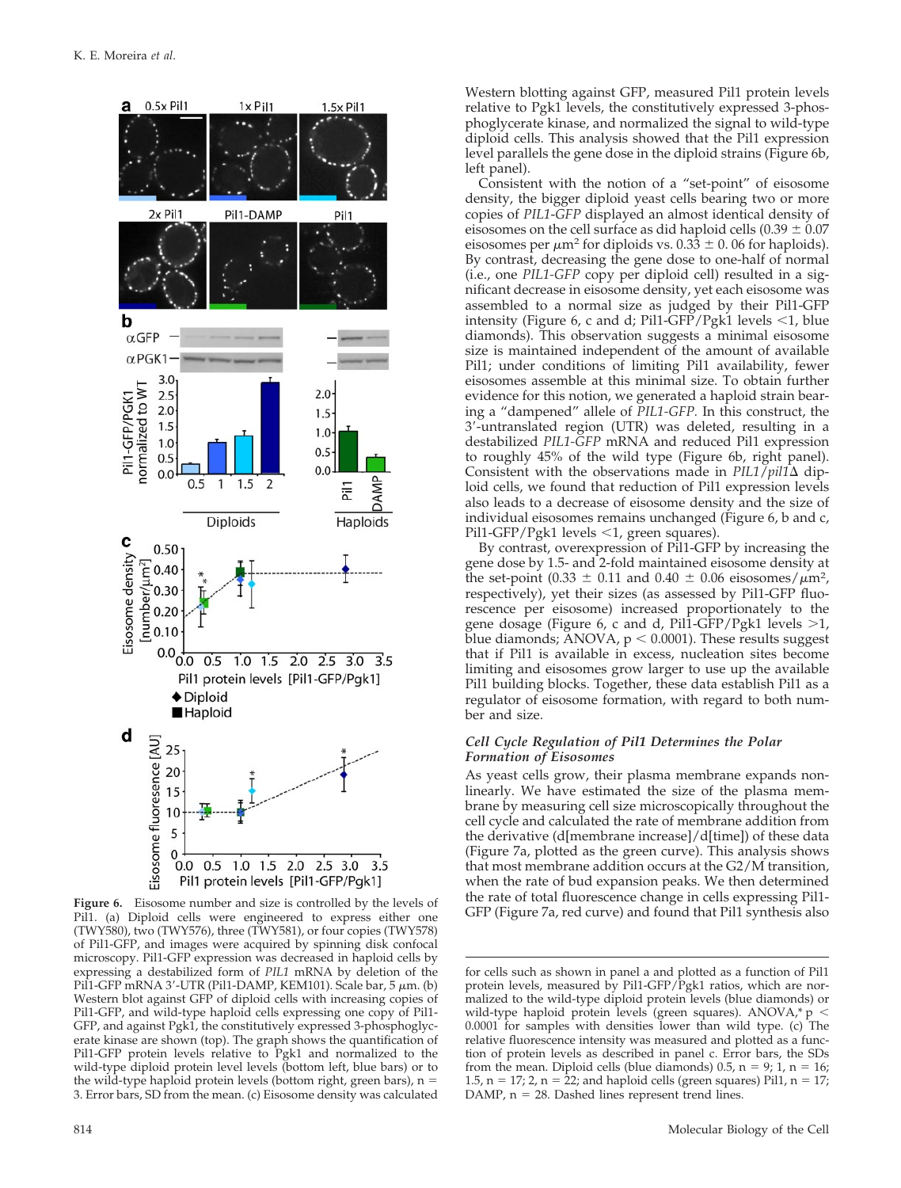Western blotting against GFP, measured Pil1 protein levels relative to Pgk1 levels, the constitutively expressed 3-phosphoglycerate kinase, and normalized the signal to wild-type diploid cells. This analysis showed that the Pil1 expression level parallels the gene dose in the diploid strains (Figure 6b, left panel).

Consistent with the notion of a "set-point" of eisosome density, the bigger diploid yeast cells bearing two or more copies of *PIL1-GFP* displayed an almost identical density of eisosomes on the cell surface as did haploid cells (0.39 ± 0.07 eisosomes per $\mu m^2$ for diploids vs. 0.33 ± 0. 06 for haploids). By contrast, decreasing the gene dose to one-half of normal (i.e., one *PIL1-GFP* copy per diploid cell) resulted in a significant decrease in eisosome density, yet each eisosome was assembled to a normal size as judged by their Pil1-GFP intensity (Figure 6, c and d; Pil1-GFP/Pgk1 levels <1, blue diamonds). This observation suggests a minimal eisosome size is maintained independent of the amount of available Pil1; under conditions of limiting Pil1 availability, fewer eisosomes assemble at this minimal size. To obtain further evidence for this notion, we generated a haploid strain bearing a "dampened" allele of *PIL1-GFP*. In this construct, the 3′-untranslated region (UTR) was deleted, resulting in a destabilized *PIL1-GFP* mRNA and reduced Pil1 expression to roughly 45% of the wild type (Figure 6b, right panel). Consistent with the observations made in *PIL1/pil1Δ* diploid cells, we found that reduction of Pil1 expression levels also leads to a decrease of eisosome density and the size of individual eisosomes remains unchanged (Figure 6, b and c, Pil1-GFP/Pgk1 levels <1, green squares).

By contrast, overexpression of Pil1-GFP by increasing the gene dose by 1.5- and 2-fold maintained eisosome density at the set-point (0.33 ± 0.11 and 0.40 ± 0.06 eisosomes/$\mu m^2$, respectively), yet their sizes (as assessed by Pil1-GFP fluorescence per eisosome) increased proportionately to the gene dosage (Figure 6, c and d, Pil1-GFP/Pgk1 levels >1, blue diamonds; ANOVA, $p < 0.0001$). These results suggest that if Pil1 is available in excess, nucleation sites become limiting and eisosomes grow larger to use up the available Pil1 building blocks. Together, these data establish Pil1 as a regulator of eisosome formation, with regard to both number and size.

Figure 6. Eisosome number and size is controlled by the levels of Pil1. (a) Diploid cells were engineered to express either one (TWY580), two (TWY576), three (TWY581), or four copies (TWY578) of Pil1-GFP, and images were acquired by spinning disk confocal microscopy. Pil1-GFP expression was decreased in haploid cells by expressing a destabilized form of *PIL1* mRNA by deletion of the Pil1-GFP mRNA 3′-UTR (Pil1-DAMP, KEM101). Scale bar, 5 $\mu m$. (b) Western blot against GFP of diploid cells with increasing copies of Pil1-GFP, and wild-type haploid cells expressing one copy of Pil1-GFP, and against Pgk1, the constitutively expressed 3-phosphoglycerate kinase are shown (top). The graph shows the quantification of Pil1-GFP protein levels relative to Pgk1 and normalized to the wild-type diploid protein level levels (bottom left, blue bars) or to the wild-type haploid protein levels (bottom right, green bars), n = 3. Error bars, SD from the mean. (c) Eisosome density was calculated for cells such as shown in panel a and plotted as a function of Pil1 protein levels, measured by Pil1-GFP/Pgk1 ratios, which are normalized to the wild-type diploid protein levels (blue diamonds) or wild-type haploid protein levels (green squares). ANOVA,* $p < 0.0001$ for samples with densities lower than wild type. (c) The relative fluorescence intensity was measured and plotted as a function of protein levels as described in panel c. Error bars, the SDs from the mean. Diploid cells (blue diamonds) 0.5, n = 9; 1, n = 16; 1.5, n = 17; 2, n = 22; and haploid cells (green squares) Pil1, n = 17; DAMP, n = 28. Dashed lines represent trend lines.

### *Cell Cycle Regulation of Pil1 Determines the Polar Formation of Eisosomes*

As yeast cells grow, their plasma membrane expands nonlinearly. We have estimated the size of the plasma membrane by measuring cell size microscopically throughout the cell cycle and calculated the rate of membrane addition from the derivative (d[membrane increase]/d[time]) of these data (Figure 7a, plotted as the green curve). This analysis shows that most membrane addition occurs at the G2/M transition, when the rate of bud expansion peaks. We then determined the rate of total fluorescence change in cells expressing Pil1-GFP (Figure 7a, red curve) and found that Pil1 synthesis also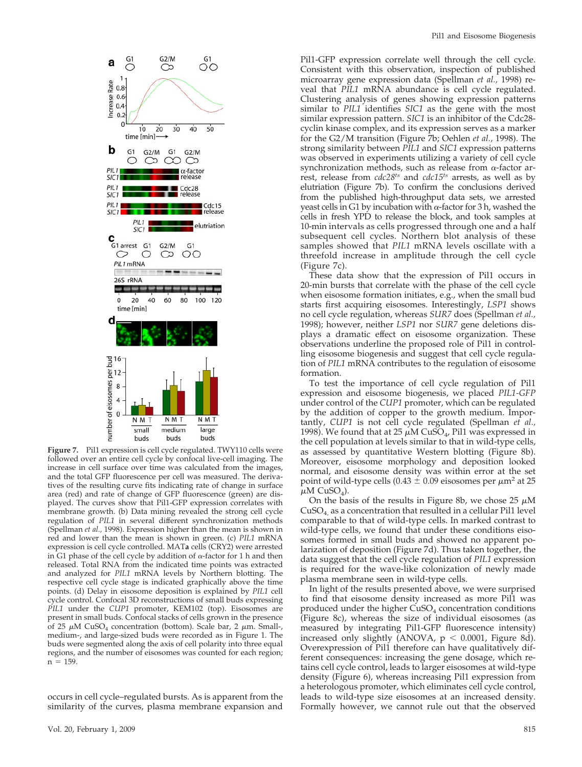**Figure 7.** Pil1 expression is cell cycle regulated. TWY110 cells were followed over an entire cell cycle by confocal live-cell imaging. The increase in cell surface over time was calculated from the images, and the total GFP fluorescence per cell was measured. The derivatives of the resulting curve fits indicating rate of change in surface area (red) and rate of change of GFP fluorescence (green) are displayed. The curves show that Pil1-GFP expression correlates with membrane growth. (b) Data mining revealed the strong cell cycle regulation of *PIL1* in several different synchronization methods (Spellman *et al.,* 1998). Expression higher than the mean is shown in red and lower than the mean is shown in green. (c) *PIL1* mRNA expression is cell cycle controlled. MAT**a** cells (CRY2) were arrested in G1 phase of the cell cycle by addition of α-factor for 1 h and then released. Total RNA from the indicated time points was extracted and analyzed for *PIL1* mRNA levels by Northern blotting. The respective cell cycle stage is indicated graphically above the time points. (d) Delay in eisosome deposition is explained by *PIL1* cell cycle control. Confocal 3D reconstructions of small buds expressing *PIL1* under the *CUP1* promoter, KEM102 (top). Eisosomes are present in small buds. Confocal stacks of cells grown in the presence of 25 μM $CuSO_4$ concentration (bottom). Scale bar, 2 μm. Small-, medium-, and large-sized buds were recorded as in Figure 1. The buds were segmented along the axis of cell polarity into three equal regions, and the number of eisosomes was counted for each region; n = 159.

occurs in cell cycle–regulated bursts. As is apparent from the similarity of the curves, plasma membrane expansion and Pil1-GFP expression correlate well through the cell cycle. Consistent with this observation, inspection of published microarray gene expression data (Spellman *et al.,* 1998) reveal that *PIL1* mRNA abundance is cell cycle regulated. Clustering analysis of genes showing expression patterns similar to *PIL1* identifies *SIC1* as the gene with the most similar expression pattern. *SIC1* is an inhibitor of the Cdc28-cyclin kinase complex, and its expression serves as a marker for the G2/M transition (Figure 7b; Oehlen *et al.,* 1998). The strong similarity between *PIL1* and *SIC1* expression patterns was observed in experiments utilizing a variety of cell cycle synchronization methods, such as release from α-factor arrest, release from $cdc28^{ts}$ and $cdc15^{ts}$ arrests, as well as by elutriation (Figure 7b). To confirm the conclusions derived from the published high-throughput data sets, we arrested yeast cells in G1 by incubation with α-factor for 3 h, washed the cells in fresh YPD to release the block, and took samples at 10-min intervals as cells progressed through one and a half subsequent cell cycles. Northern blot analysis of these samples showed that *PIL1* mRNA levels oscillate with a threefold increase in amplitude through the cell cycle (Figure 7c).

These data show that the expression of Pil1 occurs in 20-min bursts that correlate with the phase of the cell cycle when eisosome formation initiates, e.g., when the small bud starts first acquiring eisosomes. Interestingly, *LSP1* shows no cell cycle regulation, whereas *SUR7* does (Spellman *et al.,* 1998); however, neither *LSP1* nor *SUR7* gene deletions displays a dramatic effect on eisosome organization. These observations underline the proposed role of Pil1 in controlling eisosome biogenesis and suggest that cell cycle regulation of *PIL1* mRNA contributes to the regulation of eisosome formation.

To test the importance of cell cycle regulation of Pil1 expression and eisosome biogenesis, we placed *PIL1-GFP* under control of the *CUP1* promoter, which can be regulated by the addition of copper to the growth medium. Importantly, *CUP1* is not cell cycle regulated (Spellman *et al.,* 1998). We found that at 25 μM $CuSO_4$, Pil1 was expressed in the cell population at levels similar to that in wild-type cells, as assessed by quantitative Western blotting (Figure 8b). Moreover, eisosome morphology and deposition looked normal, and eisosome density was within error at the set point of wild-type cells (0.43 ± 0.09 eisosomes per μm² at 25 μM $CuSO_4$).

On the basis of the results in Figure 8b, we chose 25 μM $CuSO_4$, as a concentration that resulted in a cellular Pil1 level comparable to that of wild-type cells. In marked contrast to wild-type cells, we found that under these conditions eisosomes formed in small buds and showed no apparent polarization of deposition (Figure 7d). Thus taken together, the data suggest that the cell cycle regulation of *PIL1* expression is required for the wave-like colonization of newly made plasma membrane seen in wild-type cells.

In light of the results presented above, we were surprised to find that eisosome density increased as more Pil1 was produced under the higher $CuSO_4$ concentration conditions (Figure 8c), whereas the size of individual eisosomes (as measured by integrating Pil1-GFP fluorescence intensity) increased only slightly (ANOVA, $p < 0.0001$, Figure 8d). Overexpression of Pil1 therefore can have qualitatively different consequences: increasing the gene dosage, which retains cell cycle control, leads to larger eisosomes at wild-type density (Figure 6), whereas increasing Pil1 expression from a heterologous promoter, which eliminates cell cycle control, leads to wild-type size eisosomes at an increased density. Formally however, we cannot rule out that the observed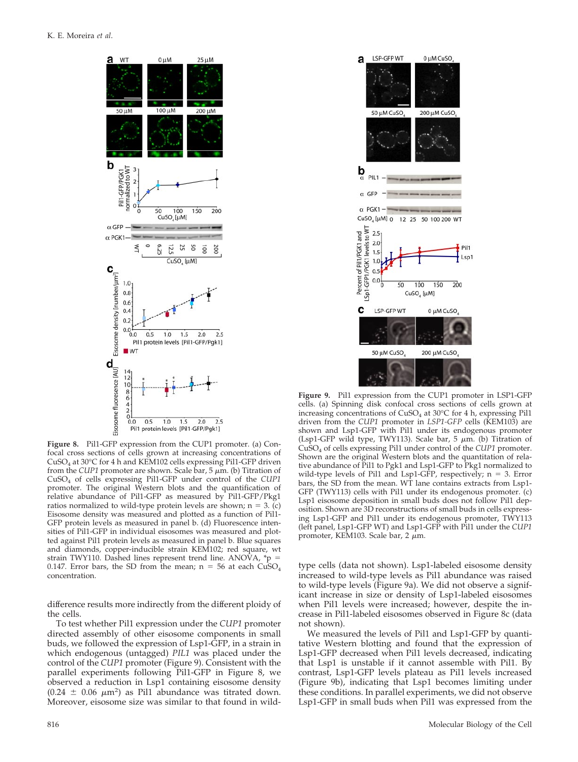**Figure 8.** Pil1-GFP expression from the CUP1 promoter. (a) Confocal cross sections of cells grown at increasing concentrations of $CuSO_4$ at 30°C for 4 h and KEM102 cells expressing Pil1-GFP driven from the *CUP1* promoter are shown. Scale bar, 5 $\mu$m. (b) Titration of $CuSO_4$ of cells expressing Pil1-GFP under control of the *CUP1* promoter. The original Western blots and the quantification of relative abundance of Pil1-GFP as measured by Pil1-GFP/Pkg1 ratios normalized to wild-type protein levels are shown; n = 3. (c) Eisosome density was measured and plotted as a function of Pil1-GFP protein levels as measured in panel b. (d) Fluorescence intensities of Pil1-GFP in individual eisosomes was measured and plotted against Pil1 protein levels as measured in panel b. Blue squares and diamonds, copper-inducible strain KEM102; red square, wt strain TWY110. Dashed lines represent trend line. ANOVA, *p = 0.147. Error bars, the SD from the mean; n = 56 at each $CuSO_4$ concentration.

**Figure 9.** Pil1 expression from the CUP1 promoter in LSP1-GFP cells. (a) Spinning disk confocal cross sections of cells grown at increasing concentrations of $CuSO_4$ at 30°C for 4 h, expressing Pil1 driven from the *CUP1* promoter in *LSP1-GFP* cells (KEM103) are shown and Lsp1-GFP with Pil1 under its endogenous promoter (Lsp1-GFP wild type, TWY113). Scale bar, 5 $\mu$m. (b) Titration of $CuSO_4$ of cells expressing Pil1 under control of the *CUP1* promoter. Shown are the original Western blots and the quantitation of relative abundance of Pil1 to Pgk1 and Lsp1-GFP to Pkg1 normalized to wild-type levels of Pil1 and Lsp1-GFP, respectively; n = 3. Error bars, the SD from the mean. WT lane contains extracts from Lsp1-GFP (TWY113) cells with Pil1 under its endogenous promoter. (c) Lsp1 eisosome deposition in small buds does not follow Pil1 deposition. Shown are 3D reconstructions of small buds in cells expressing Lsp1-GFP and Pil1 under its endogenous promoter, TWY113 (left panel, Lsp1-GFP WT) and Lsp1-GFP with Pil1 under the *CUP1* promoter, KEM103. Scale bar, 2 $\mu$m.

difference results more indirectly from the different ploidy of the cells.

To test whether Pil1 expression under the *CUP1* promoter directed assembly of other eisosome components in small buds, we followed the expression of Lsp1-GFP, in a strain in which endogenous (untagged) *PIL1* was placed under the control of the *CUP1* promoter (Figure 9). Consistent with the parallel experiments following Pil1-GFP in Figure 8, we observed a reduction in Lsp1 containing eisosome density (0.24 ± 0.06 $\mu m^2$) as Pil1 abundance was titrated down. Moreover, eisosome size was similar to that found in wild-type cells (data not shown). Lsp1-labeled eisosome density increased to wild-type levels as Pil1 abundance was raised to wild-type levels (Figure 9a). We did not observe a significant increase in size or density of Lsp1-labeled eisosomes when Pil1 levels were increased; however, despite the increase in Pil1-labeled eisosomes observed in Figure 8c (data not shown).

We measured the levels of Pil1 and Lsp1-GFP by quantitative Western blotting and found that the expression of Lsp1-GFP decreased when Pil1 levels decreased, indicating that Lsp1 is unstable if it cannot assemble with Pil1. By contrast, Lsp1-GFP levels plateau as Pil1 levels increased (Figure 9b), indicating that Lsp1 becomes limiting under these conditions. In parallel experiments, we did not observe Lsp1-GFP in small buds when Pil1 was expressed from the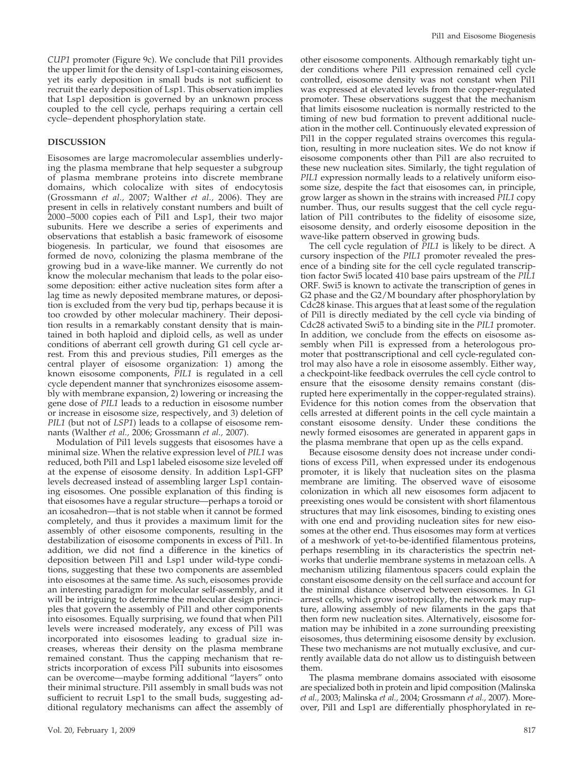*CUP1* promoter (Figure 9c). We conclude that Pil1 provides the upper limit for the density of Lsp1-containing eisosomes, yet its early deposition in small buds is not sufficient to recruit the early deposition of Lsp1. This observation implies that Lsp1 deposition is governed by an unknown process coupled to the cell cycle, perhaps requiring a certain cell cycle–dependent phosphorylation state.

## DISCUSSION

Eisosomes are large macromolecular assemblies underlying the plasma membrane that help sequester a subgroup of plasma membrane proteins into discrete membrane domains, which colocalize with sites of endocytosis (Grossmann *et al.,* 2007; Walther *et al.,* 2006). They are present in cells in relatively constant numbers and built of 2000–5000 copies each of Pil1 and Lsp1, their two major subunits. Here we describe a series of experiments and observations that establish a basic framework of eisosome biogenesis. In particular, we found that eisosomes are formed de novo, colonizing the plasma membrane of the growing bud in a wave-like manner. We currently do not know the molecular mechanism that leads to the polar eisosome deposition: either active nucleation sites form after a lag time as newly deposited membrane matures, or deposition is excluded from the very bud tip, perhaps because it is too crowded by other molecular machinery. Their deposition results in a remarkably constant density that is maintained in both haploid and diploid cells, as well as under conditions of aberrant cell growth during G1 cell cycle arrest. From this and previous studies, Pil1 emerges as the central player of eisosome organization: 1) among the known eisosome components, *PIL1* is regulated in a cell cycle dependent manner that synchronizes eisosome assembly with membrane expansion, 2) lowering or increasing the gene dose of *PIL1* leads to a reduction in eisosome number or increase in eisosome size, respectively, and 3) deletion of *PIL1* (but not of *LSP1*) leads to a collapse of eisosome remnants (Walther *et al.,* 2006; Grossmann *et al.,* 2007).

Modulation of Pil1 levels suggests that eisosomes have a minimal size. When the relative expression level of *PIL1* was reduced, both Pil1 and Lsp1 labeled eisosome size leveled off at the expense of eisosome density. In addition Lsp1-GFP levels decreased instead of assembling larger Lsp1 containing eisosomes. One possible explanation of this finding is that eisosomes have a regular structure—perhaps a toroid or an icosahedron—that is not stable when it cannot be formed completely, and thus it provides a maximum limit for the assembly of other eisosome components, resulting in the destabilization of eisosome components in excess of Pil1. In addition, we did not find a difference in the kinetics of deposition between Pil1 and Lsp1 under wild-type conditions, suggesting that these two components are assembled into eisosomes at the same time. As such, eisosomes provide an interesting paradigm for molecular self-assembly, and it will be intriguing to determine the molecular design principles that govern the assembly of Pil1 and other components into eisosomes. Equally surprising, we found that when Pil1 levels were increased moderately, any excess of Pil1 was incorporated into eisosomes leading to gradual size increases, whereas their density on the plasma membrane remained constant. Thus the capping mechanism that restricts incorporation of excess Pil1 subunits into eisosomes can be overcome—maybe forming additional "layers" onto their minimal structure. Pil1 assembly in small buds was not sufficient to recruit Lsp1 to the small buds, suggesting additional regulatory mechanisms can affect the assembly of other eisosome components. Although remarkably tight under conditions where Pil1 expression remained cell cycle controlled, eisosome density was not constant when Pil1 was expressed at elevated levels from the copper-regulated promoter. These observations suggest that the mechanism that limits eisosome nucleation is normally restricted to the timing of new bud formation to prevent additional nucleation in the mother cell. Continuously elevated expression of Pil1 in the copper regulated strains overcomes this regulation, resulting in more nucleation sites. We do not know if eisosome components other than Pil1 are also recruited to these new nucleation sites. Similarly, the tight regulation of *PIL1* expression normally leads to a relatively uniform eisosome size, despite the fact that eisosomes can, in principle, grow larger as shown in the strains with increased *PIL1* copy number. Thus, our results suggest that the cell cycle regulation of Pil1 contributes to the fidelity of eisosome size, eisosome density, and orderly eisosome deposition in the wave-like pattern observed in growing buds.

The cell cycle regulation of *PIL1* is likely to be direct. A cursory inspection of the *PIL1* promoter revealed the presence of a binding site for the cell cycle regulated transcription factor Swi5 located 410 base pairs upstream of the *PIL1* ORF. Swi5 is known to activate the transcription of genes in G2 phase and the G2/M boundary after phosphorylation by Cdc28 kinase. This argues that at least some of the regulation of Pil1 is directly mediated by the cell cycle via binding of Cdc28 activated Swi5 to a binding site in the *PIL1* promoter. In addition, we conclude from the effects on eisosome assembly when Pil1 is expressed from a heterologous promoter that posttranscriptional and cell cycle-regulated control may also have a role in eisosome assembly. Either way, a checkpoint-like feedback overrules the cell cycle control to ensure that the eisosome density remains constant (disrupted here experimentally in the copper-regulated strains). Evidence for this notion comes from the observation that cells arrested at different points in the cell cycle maintain a constant eisosome density. Under these conditions the newly formed eisosomes are generated in apparent gaps in the plasma membrane that open up as the cells expand.

Because eisosome density does not increase under conditions of excess Pil1, when expressed under its endogenous promoter, it is likely that nucleation sites on the plasma membrane are limiting. The observed wave of eisosome colonization in which all new eisosomes form adjacent to preexisting ones would be consistent with short filamentous structures that may link eisosomes, binding to existing ones with one end and providing nucleation sites for new eisosomes at the other end. Thus eisosomes may form at vertices of a meshwork of yet-to-be-identified filamentous proteins, perhaps resembling in its characteristics the spectrin networks that underlie membrane systems in metazoan cells. A mechanism utilizing filamentous spacers could explain the constant eisosome density on the cell surface and account for the minimal distance observed between eisosomes. In G1 arrest cells, which grow isotropically, the network may rupture, allowing assembly of new filaments in the gaps that then form new nucleation sites. Alternatively, eisosome formation may be inhibited in a zone surrounding preexisting eisosomes, thus determining eisosome density by exclusion. These two mechanisms are not mutually exclusive, and currently available data do not allow us to distinguish between them.

The plasma membrane domains associated with eisosome are specialized both in protein and lipid composition (Malinska *et al.,* 2003; Malinska *et al.,* 2004; Grossmann *et al.,* 2007). Moreover, Pil1 and Lsp1 are differentially phosphorylated in re-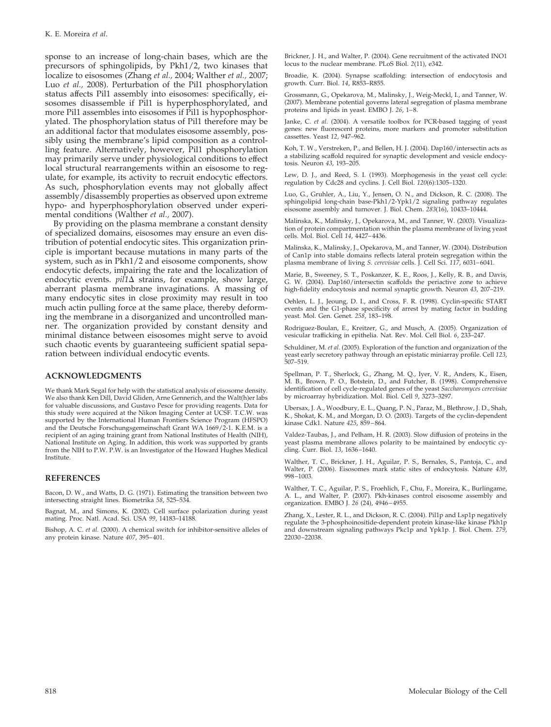sponse to an increase of long-chain bases, which are the precursors of sphingolipids, by Pkh1/2, two kinases that localize to eisosomes (Zhang *et al.*, 2004; Walther *et al.*, 2007; Luo *et al.*, 2008). Perturbation of the Pil1 phosphorylation status affects Pil1 assembly into eisosomes: specifically, eisosomes disassemble if Pil1 is hyperphosphorylated, and more Pil1 assembles into eisosomes if Pil1 is hypophosphorylated. The phosphorylation status of Pil1 therefore may be an additional factor that modulates eisosome assembly, possibly using the membrane's lipid composition as a controlling feature. Alternatively, however, Pil1 phosphorylation may primarily serve under physiological conditions to effect local structural rearrangements within an eisosome to regulate, for example, its activity to recruit endocytic effectors. As such, phosphorylation events may not globally affect assembly/disassembly properties as observed upon extreme hypo- and hyperphosphorylation observed under experimental conditions (Walther *et al.*, 2007).

By providing on the plasma membrane a constant density of specialized domains, eisosomes may ensure an even distribution of potential endocytic sites. This organization principle is important because mutations in many parts of the system, such as in Pkh1/2 and eisosome components, show endocytic defects, impairing the rate and the localization of endocytic events. *pil1*Δ strains, for example, show large, aberrant plasma membrane invaginations. A massing of many endocytic sites in close proximity may result in too much actin pulling force at the same place, thereby deforming the membrane in a disorganized and uncontrolled manner. The organization provided by constant density and minimal distance between eisosomes might serve to avoid such chaotic events by guaranteeing sufficient spatial separation between individual endocytic events.

## ACKNOWLEDGMENTS

We thank Mark Segal for help with the statistical analysis of eisosome density. We also thank Ken Dill, David Gliden, Arne Gennerich, and the Walt(h)er labs for valuable discussions, and Gustavo Pesce for providing reagents. Data for this study were acquired at the Nikon Imaging Center at UCSF. T.C.W. was supported by the International Human Frontiers Science Program (HFSPO) and the Deutsche Forschungsgemeinschaft Grant WA 1669/2-1. K.E.M. is a recipient of an aging training grant from National Institutes of Health (NIH), National Institute on Aging. In addition, this work was supported by grants from the NIH to P.W. P.W. is an Investigator of the Howard Hughes Medical Institute.

## REFERENCES

Bacon, D. W., and Watts, D. G. (1971). Estimating the transition between two intersecting straight lines. Biometrika *58*, 525–534.

Bagnat, M., and Simons, K. (2002). Cell surface polarization during yeast mating. Proc. Natl. Acad. Sci. USA *99*, 14183–14188.

Bishop, A. C. *et al.* (2000). A chemical switch for inhibitor-sensitive alleles of any protein kinase. Nature *407*, 395–401.

Brickner, J. H., and Walter, P. (2004). Gene recruitment of the activated INO1 locus to the nuclear membrane. PLoS Biol. *2*(11), e342.

Broadie, K. (2004). Synapse scaffolding: intersection of endocytosis and growth. Curr. Biol. *14*, R853–R855.

Grossmann, G., Opekarova, M., Malinsky, J., Weig-Meckl, I., and Tanner, W. (2007). Membrane potential governs lateral segregation of plasma membrane proteins and lipids in yeast. EMBO J. *26*, 1–8.

Janke, C. *et al.* (2004). A versatile toolbox for PCR-based tagging of yeast genes: new fluorescent proteins, more markers and promoter substitution cassettes. Yeast *12*, 947–962.

Koh, T. W., Verstreken, P., and Bellen, H. J. (2004). Dap160/intersectin acts as a stabilizing scaffold required for synaptic development and vesicle endocytosis. Neuron *43*, 193–205.

Lew, D. J., and Reed, S. I. (1993). Morphogenesis in the yeast cell cycle: regulation by Cdc28 and cyclins. J. Cell Biol. *120*(6):1305–1320.

Luo, G., Gruhler, A., Liu, Y., Jensen, O. N., and Dickson, R. C. (2008). The sphingolipid long-chain base-Pkh1/2-Ypk1/2 signaling pathway regulates eisosome assembly and turnover. J. Biol. Chem. *283*(16), 10433–10444.

Malinska, K., Malinsky, J., Opekarova, M., and Tanner, W. (2003). Visualization of protein compartmentation within the plasma membrane of living yeast cells. Mol. Biol. Cell *14*, 4427–4436.

Malinska, K., Malinsky, J., Opekarova, M., and Tanner, W. (2004). Distribution of Can1p into stable domains reflects lateral protein segregation within the plasma membrane of living *S. cerevisiae* cells. J. Cell Sci. *117*, 6031–6041.

Marie, B., Sweeney, S. T., Poskanzer, K. E., Roos, J., Kelly, R. B., and Davis, G. W. (2004). Dap160/intersectin scaffolds the periactive zone to achieve high-fidelity endocytosis and normal synaptic growth. Neuron *43*, 207–219.

Oehlen, L. J., Jeoung, D. I., and Cross, F. R. (1998). Cyclin-specific START events and the G1-phase specificity of arrest by mating factor in budding yeast. Mol. Gen. Genet. *258*, 183–198.

Rodriguez-Boulan, E., Kreitzer, G., and Musch, A. (2005). Organization of vesicular trafficking in epithelia. Nat. Rev. Mol. Cell Biol. *6*, 233–247.

Schuldiner, M. *et al.* (2005). Exploration of the function and organization of the yeast early secretory pathway through an epistatic miniarray profile. Cell *123*, 507–519.

Spellman, P. T., Sherlock, G., Zhang, M. Q., Iyer, V. R., Anders, K., Eisen, M. B., Brown, P. O., Botstein, D., and Futcher, B. (1998). Comprehensive identification of cell cycle-regulated genes of the yeast *Saccharomyces cerevisiae* by microarray hybridization. Mol. Biol. Cell *9*, 3273–3297.

Ubersax, J. A., Woodbury, E. L., Quang, P. N., Paraz, M., Blethrow, J. D., Shah, K., Shokat, K. M., and Morgan, D. O. (2003). Targets of the cyclin-dependent kinase Cdk1. Nature *425*, 859–864.

Valdez-Taubas, J., and Pelham, H. R. (2003). Slow diffusion of proteins in the yeast plasma membrane allows polarity to be maintained by endocytic cycling. Curr. Biol. *13*, 1636–1640.

Walther, T. C., Brickner, J. H., Aguilar, P. S., Bernales, S., Pantoja, C., and Walter, P. (2006). Eisosomes mark static sites of endocytosis. Nature *439*, 998–1003.

Walther, T. C., Aguilar, P. S., Froehlich, F., Chu, F., Moreira, K., Burlingame, A. L., and Walter, P. (2007). Pkh-kinases control eisosome assembly and organization. EMBO J. *26* (24), 4946–4955.

Zhang, X., Lester, R. L., and Dickson, R. C. (2004). Pil1p and Lsp1p negatively regulate the 3-phosphoinositide-dependent protein kinase-like kinase Pkh1p and downstream signaling pathways Pkc1p and Ypk1p. J. Biol. Chem. *279*, 22030–22038.